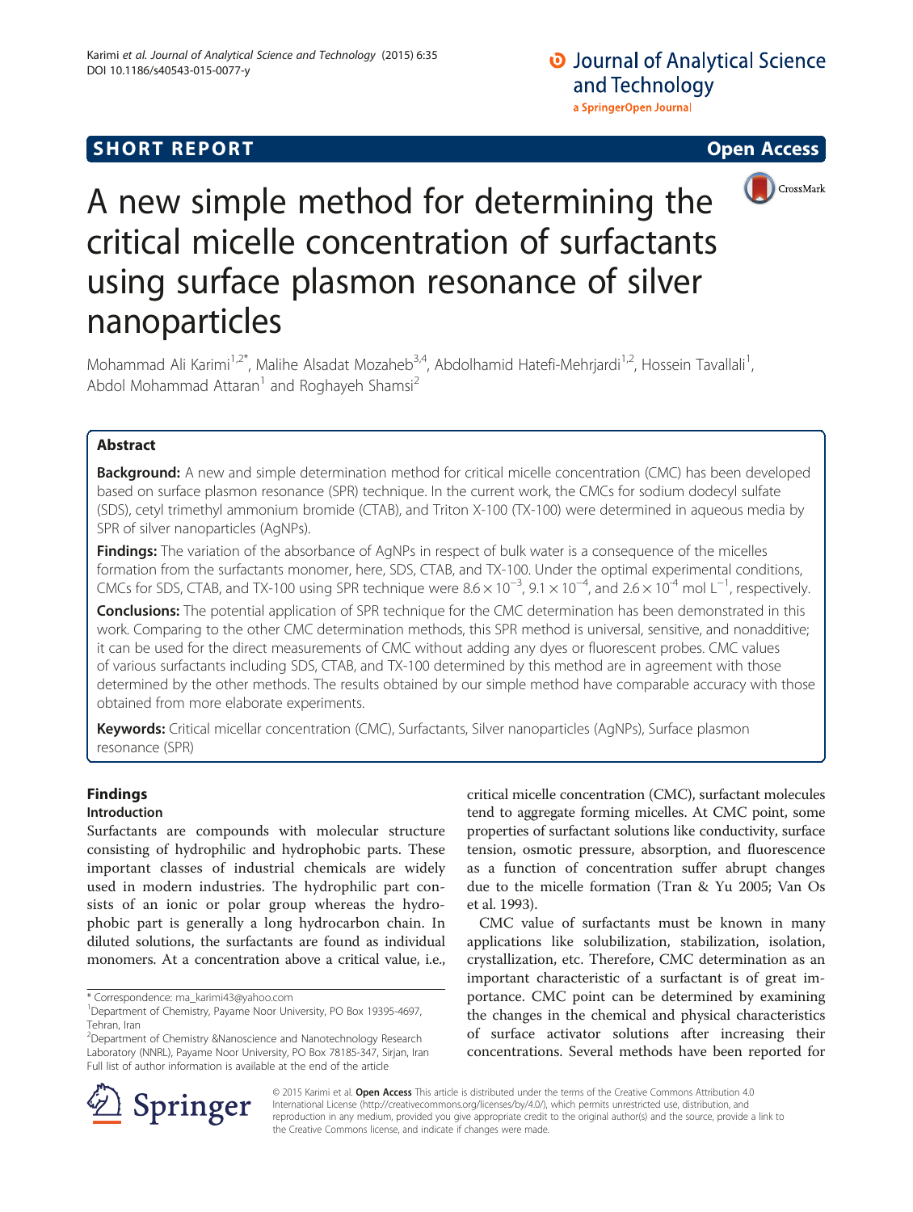SHORT REPORT

Open Access

# A new simple method for determining the critical micelle concentration of surfactants using surface plasmon resonance of silver nanoparticles

Mohammad Ali Karimi[1,2*], Malihe Alsadat Mozaheb[3,4], Abdolhamid Hatefi-Mehrjardi[1,2], Hossein Tavallali[1], Abdol Mohammad Attaran[1] and Roghayeh Shamsi[2]

## Abstract

**Background:** A new and simple determination method for critical micelle concentration (CMC) has been developed based on surface plasmon resonance (SPR) technique. In the current work, the CMCs for sodium dodecyl sulfate (SDS), cetyl trimethyl ammonium bromide (CTAB), and Triton X-100 (TX-100) were determined in aqueous media by SPR of silver nanoparticles (AgNPs).

**Findings:** The variation of the absorbance of AgNPs in respect of bulk water is a consequence of the micelles formation from the surfactants monomer, here, SDS, CTAB, and TX-100. Under the optimal experimental conditions, CMCs for SDS, CTAB, and TX-100 using SPR technique were $8.6 \times 10^{-3}$, $9.1 \times 10^{-4}$, and $2.6 \times 10^{-4}$ mol $L^{-1}$, respectively.

**Conclusions:** The potential application of SPR technique for the CMC determination has been demonstrated in this work. Comparing to the other CMC determination methods, this SPR method is universal, sensitive, and nonadditive; it can be used for the direct measurements of CMC without adding any dyes or fluorescent probes. CMC values of various surfactants including SDS, CTAB, and TX-100 determined by this method are in agreement with those determined by the other methods. The results obtained by our simple method have comparable accuracy with those obtained from more elaborate experiments.

**Keywords:** Critical micellar concentration (CMC), Surfactants, Silver nanoparticles (AgNPs), Surface plasmon resonance (SPR)

## Findings

### Introduction

Surfactants are compounds with molecular structure consisting of hydrophilic and hydrophobic parts. These important classes of industrial chemicals are widely used in modern industries. The hydrophilic part consists of an ionic or polar group whereas the hydrophobic part is generally a long hydrocarbon chain. In diluted solutions, the surfactants are found as individual monomers. At a concentration above a critical value, i.e., critical micelle concentration (CMC), surfactant molecules tend to aggregate forming micelles. At CMC point, some properties of surfactant solutions like conductivity, surface tension, osmotic pressure, absorption, and fluorescence as a function of concentration suffer abrupt changes due to the micelle formation (Tran & Yu 2005; Van Os et al. 1993).

CMC value of surfactants must be known in many applications like solubilization, stabilization, isolation, crystallization, etc. Therefore, CMC determination as an important characteristic of a surfactant is of great importance. CMC point can be determined by examining the changes in the chemical and physical characteristics of surface activator solutions after increasing their concentrations. Several methods have been reported for

\* Correspondence: ma_karimi43@yahoo.com
[1]Department of Chemistry, Payame Noor University, PO Box 19395-4697, Tehran, Iran
[2]Department of Chemistry &Nanoscience and Nanotechnology Research Laboratory (NNRL), Payame Noor University, PO Box 78185-347, Sirjan, Iran
Full list of author information is available at the end of the article

© 2015 Karimi et al. **Open Access** This article is distributed under the terms of the Creative Commons Attribution 4.0 International License (http://creativecommons.org/licenses/by/4.0/), which permits unrestricted use, distribution, and reproduction in any medium, provided you give appropriate credit to the original author(s) and the source, provide a link to the Creative Commons license, and indicate if changes were made.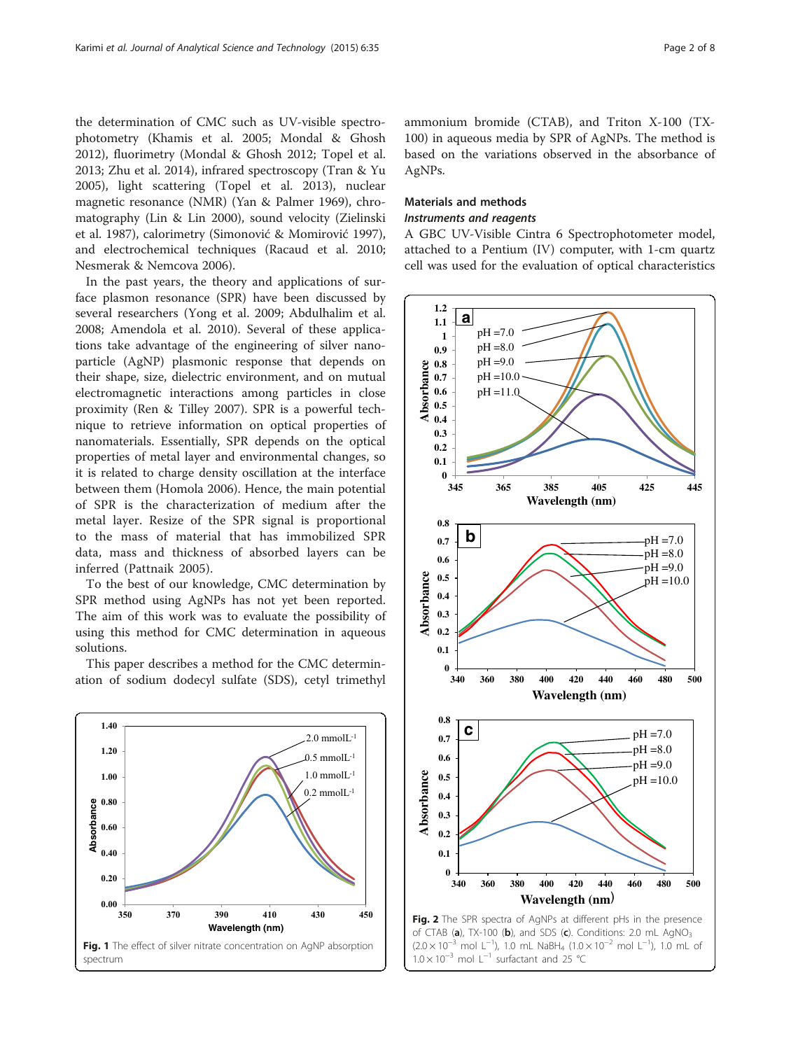the determination of CMC such as UV-visible spectrophotometry (Khamis et al. 2005; Mondal & Ghosh 2012), fluorimetry (Mondal & Ghosh 2012; Topel et al. 2013; Zhu et al. 2014), infrared spectroscopy (Tran & Yu 2005), light scattering (Topel et al. 2013), nuclear magnetic resonance (NMR) (Yan & Palmer 1969), chromatography (Lin & Lin 2000), sound velocity (Zielinski et al. 1987), calorimetry (Simonović & Momirović 1997), and electrochemical techniques (Racaud et al. 2010; Nesmerak & Nemcova 2006).

In the past years, the theory and applications of surface plasmon resonance (SPR) have been discussed by several researchers (Yong et al. 2009; Abdulhalim et al. 2008; Amendola et al. 2010). Several of these applications take advantage of the engineering of silver nanoparticle (AgNP) plasmonic response that depends on their shape, size, dielectric environment, and on mutual electromagnetic interactions among particles in close proximity (Ren & Tilley 2007). SPR is a powerful technique to retrieve information on optical properties of nanomaterials. Essentially, SPR depends on the optical properties of metal layer and environmental changes, so it is related to charge density oscillation at the interface between them (Homola 2006). Hence, the main potential of SPR is the characterization of medium after the metal layer. Resize of the SPR signal is proportional to the mass of material that has immobilized SPR data, mass and thickness of absorbed layers can be inferred (Pattnaik 2005).

To the best of our knowledge, CMC determination by SPR method using AgNPs has not yet been reported. The aim of this work was to evaluate the possibility of using this method for CMC determination in aqueous solutions.

This paper describes a method for the CMC determination of sodium dodecyl sulfate (SDS), cetyl trimethyl ammonium bromide (CTAB), and Triton X-100 (TX-100) in aqueous media by SPR of AgNPs. The method is based on the variations observed in the absorbance of AgNPs.

## Materials and methods

### *Instruments and reagents*

A GBC UV-Visible Cintra 6 Spectrophotometer model, attached to a Pentium (IV) computer, with 1-cm quartz cell was used for the evaluation of optical characteristics

**Fig. 1** The effect of silver nitrate concentration on AgNP absorption spectrum

**Fig. 2** The SPR spectra of AgNPs at different pHs in the presence of CTAB (**a**), TX-100 (**b**), and SDS (**c**). Conditions: 2.0 mL $AgNO_3$ ($2.0 \times 10^{-3}$ mol $L^{-1}$), 1.0 mL $NaBH_4$ ($1.0 \times 10^{-2}$ mol $L^{-1}$), 1.0 mL of $1.0 \times 10^{-3}$ mol $L^{-1}$ surfactant and 25 °C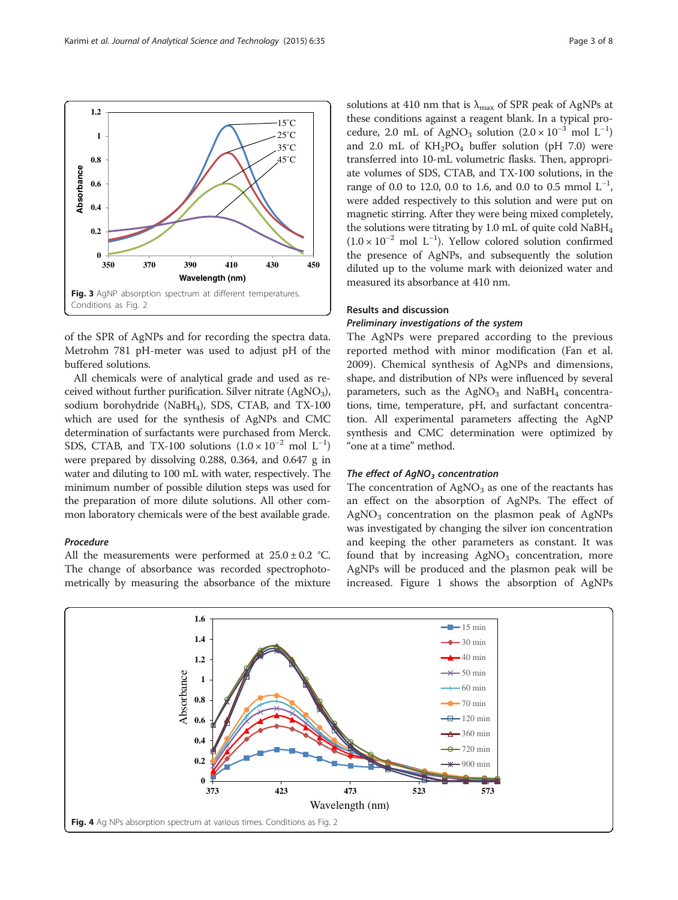Fig. 3 AgNP absorption spectrum at different temperatures. Conditions as Fig. 2

of the SPR of AgNPs and for recording the spectra data. Metrohm 781 pH-meter was used to adjust pH of the buffered solutions.

All chemicals were of analytical grade and used as received without further purification. Silver nitrate ($AgNO_3$), sodium borohydride ($NaBH_4$), SDS, CTAB, and TX-100 which are used for the synthesis of AgNPs and CMC determination of surfactants were purchased from Merck. SDS, CTAB, and TX-100 solutions ($1.0 \times 10^{-2}$ mol $L^{-1}$) were prepared by dissolving 0.288, 0.364, and 0.647 g in water and diluting to 100 mL with water, respectively. The minimum number of possible dilution steps was used for the preparation of more dilute solutions. All other common laboratory chemicals were of the best available grade.

### Procedure

All the measurements were performed at $25.0 \pm 0.2$ °C. The change of absorbance was recorded spectrophotometrically by measuring the absorbance of the mixture solutions at 410 nm that is $\lambda_{max}$ of SPR peak of AgNPs at these conditions against a reagent blank. In a typical procedure, 2.0 mL of $AgNO_3$ solution ($2.0 \times 10^{-3}$ mol $L^{-1}$) and 2.0 mL of $KH_2PO_4$ buffer solution (pH 7.0) were transferred into 10-mL volumetric flasks. Then, appropriate volumes of SDS, CTAB, and TX-100 solutions, in the range of 0.0 to 12.0, 0.0 to 1.6, and 0.0 to 0.5 mmol $L^{-1}$, were added respectively to this solution and were put on magnetic stirring. After they were being mixed completely, the solutions were titrating by 1.0 mL of quite cold $NaBH_4$ ($1.0 \times 10^{-2}$ mol $L^{-1}$). Yellow colored solution confirmed the presence of AgNPs, and subsequently the solution diluted up to the volume mark with deionized water and measured its absorbance at 410 nm.

## Results and discussion

### Preliminary investigations of the system

The AgNPs were prepared according to the previous reported method with minor modification (Fan et al. 2009). Chemical synthesis of AgNPs and dimensions, shape, and distribution of NPs were influenced by several parameters, such as the $AgNO_3$ and $NaBH_4$ concentrations, time, temperature, pH, and surfactant concentration. All experimental parameters affecting the AgNP synthesis and CMC determination were optimized by "one at a time" method.

### The effect of $AgNO_3$ concentration

The concentration of $AgNO_3$ as one of the reactants has an effect on the absorption of AgNPs. The effect of $AgNO_3$ concentration on the plasmon peak of AgNPs was investigated by changing the silver ion concentration and keeping the other parameters as constant. It was found that by increasing $AgNO_3$ concentration, more AgNPs will be produced and the plasmon peak will be increased. Figure 1 shows the absorption of AgNPs

Fig. 4 Ag NPs absorption spectrum at various times. Conditions as Fig. 2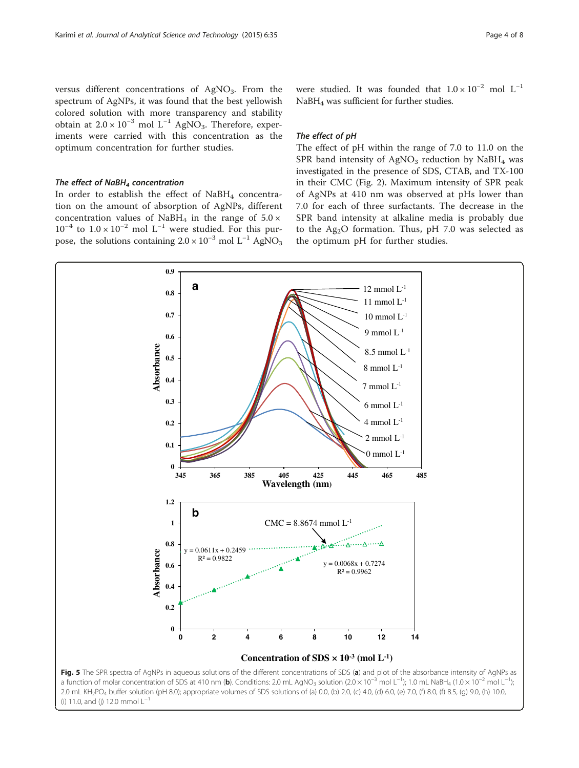versus different concentrations of $AgNO_3$. From the spectrum of AgNPs, it was found that the best yellowish colored solution with more transparency and stability obtain at $2.0 \times 10^{-3}$ mol $L^{-1}$ $AgNO_3$. Therefore, experiments were carried with this concentration as the optimum concentration for further studies.

### *The effect of $NaBH_4$ concentration*

In order to establish the effect of $NaBH_4$ concentration on the amount of absorption of AgNPs, different concentration values of $NaBH_4$ in the range of $5.0 \times 10^{-4}$ to $1.0 \times 10^{-2}$ mol $L^{-1}$ were studied. For this purpose, the solutions containing $2.0 \times 10^{-3}$ mol $L^{-1}$ $AgNO_3$ were studied. It was founded that $1.0 \times 10^{-2}$ mol $L^{-1}$ $NaBH_4$ was sufficient for further studies.

### *The effect of pH*

The effect of pH within the range of 7.0 to 11.0 on the SPR band intensity of $AgNO_3$ reduction by $NaBH_4$ was investigated in the presence of SDS, CTAB, and TX-100 in their CMC (Fig. 2). Maximum intensity of SPR peak of AgNPs at 410 nm was observed at pHs lower than 7.0 for each of three surfactants. The decrease in the SPR band intensity at alkaline media is probably due to the $Ag_2O$ formation. Thus, pH 7.0 was selected as the optimum pH for further studies.

**Fig. 5** The SPR spectra of AgNPs in aqueous solutions of the different concentrations of SDS (**a**) and plot of the absorbance intensity of AgNPs as a function of molar concentration of SDS at 410 nm (**b**). Conditions: 2.0 mL $AgNO_3$ solution ($2.0 \times 10^{-3}$ mol $L^{-1}$); 1.0 mL $NaBH_4$ ($1.0 \times 10^{-2}$ mol $L^{-1}$); 2.0 mL $KH_2PO_4$ buffer solution (pH 8.0); appropriate volumes of SDS solutions of (a) 0.0, (b) 2.0, (c) 4.0, (d) 6.0, (e) 7.0, (f) 8.0, (f) 8.5, (g) 9.0, (h) 10.0, (i) 11.0, and (j) 12.0 mmol $L^{-1}$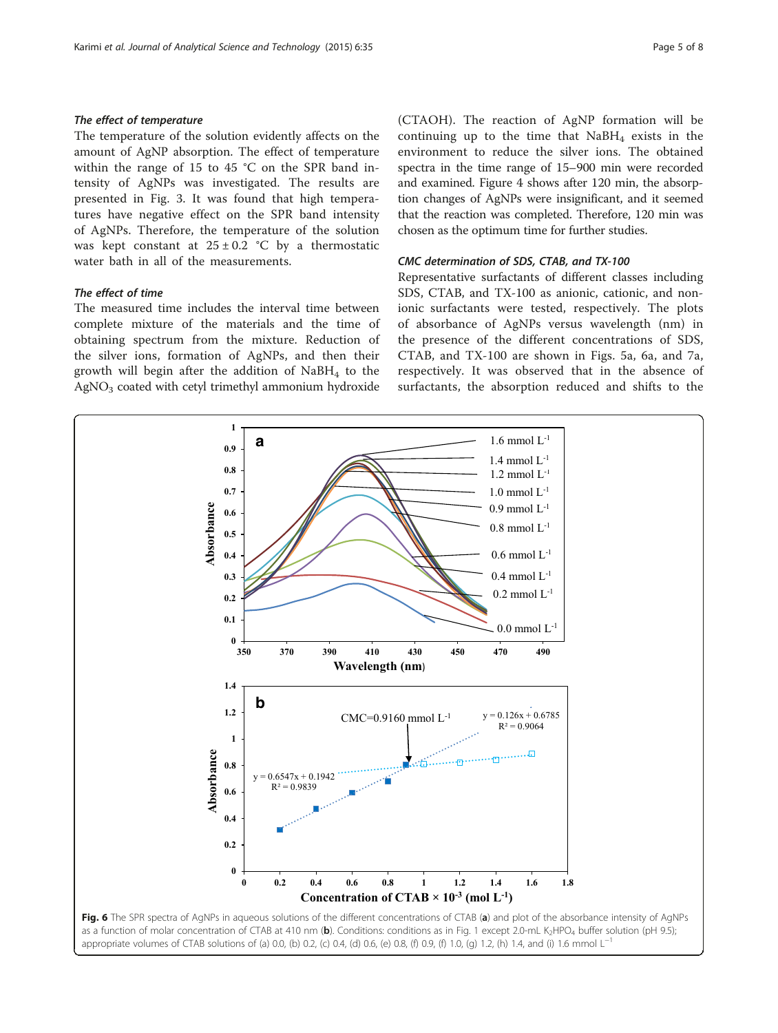### The effect of temperature

The temperature of the solution evidently affects on the amount of AgNP absorption. The effect of temperature within the range of 15 to 45 °C on the SPR band intensity of AgNPs was investigated. The results are presented in Fig. 3. It was found that high temperatures have negative effect on the SPR band intensity of AgNPs. Therefore, the temperature of the solution was kept constant at $25 \pm 0.2$ °C by a thermostatic water bath in all of the measurements.

### The effect of time

The measured time includes the interval time between complete mixture of the materials and the time of obtaining spectrum from the mixture. Reduction of the silver ions, formation of AgNPs, and then their growth will begin after the addition of $NaBH_4$ to the $AgNO_3$ coated with cetyl trimethyl ammonium hydroxide (CTAOH). The reaction of AgNP formation will be continuing up to the time that $NaBH_4$ exists in the environment to reduce the silver ions. The obtained spectra in the time range of 15–900 min were recorded and examined. Figure 4 shows after 120 min, the absorption changes of AgNPs were insignificant, and it seemed that the reaction was completed. Therefore, 120 min was chosen as the optimum time for further studies.

### CMC determination of SDS, CTAB, and TX-100

Representative surfactants of different classes including SDS, CTAB, and TX-100 as anionic, cationic, and nonionic surfactants were tested, respectively. The plots of absorbance of AgNPs versus wavelength (nm) in the presence of the different concentrations of SDS, CTAB, and TX-100 are shown in Figs. 5a, 6a, and 7a, respectively. It was observed that in the absence of surfactants, the absorption reduced and shifts to the

**Fig. 6** The SPR spectra of AgNPs in aqueous solutions of the different concentrations of CTAB (**a**) and plot of the absorbance intensity of AgNPs as a function of molar concentration of CTAB at 410 nm (**b**). Conditions: conditions as in Fig. 1 except 2.0-mL $K_2HPO_4$ buffer solution (pH 9.5); appropriate volumes of CTAB solutions of (a) 0.0, (b) 0.2, (c) 0.4, (d) 0.6, (e) 0.8, (f) 0.9, (g) 1.0, (g) 1.2, (h) 1.4, and (i) 1.6 mmol $L^{-1}$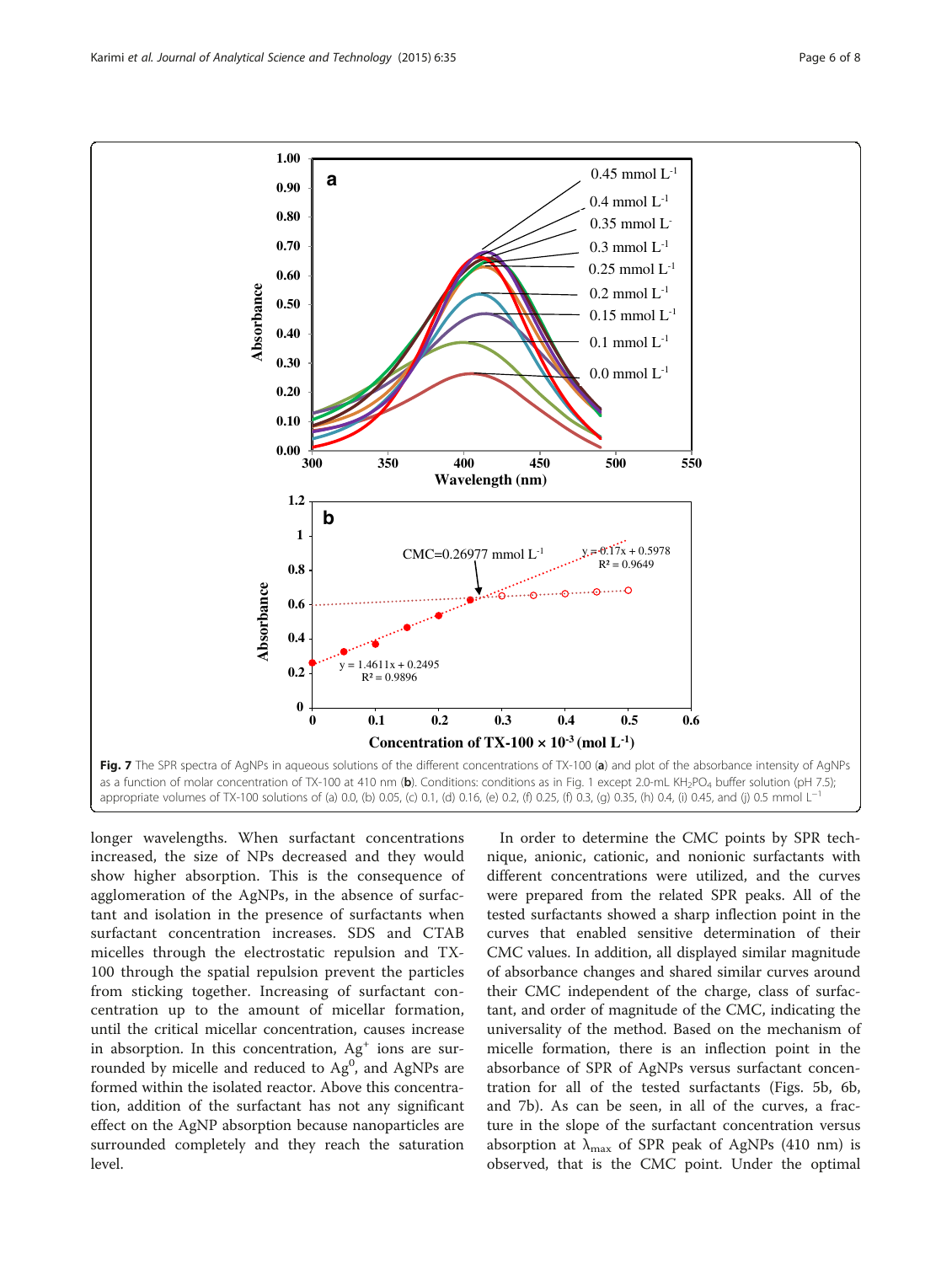Fig. 7 The SPR spectra of AgNPs in aqueous solutions of the different concentrations of TX-100 (**a**) and plot of the absorbance intensity of AgNPs as a function of molar concentration of TX-100 at 410 nm (**b**). Conditions: conditions as in Fig. 1 except 2.0-mL $KH_2PO_4$ buffer solution (pH 7.5); appropriate volumes of TX-100 solutions of (a) 0.0, (b) 0.05, (c) 0.1, (d) 0.16, (e) 0.2, (f) 0.25, (f) 0.3, (g) 0.35, (h) 0.4, (i) 0.45, and (j) 0.5 mmol $L^{-1}$

longer wavelengths. When surfactant concentrations increased, the size of NPs decreased and they would show higher absorption. This is the consequence of agglomeration of the AgNPs, in the absence of surfactant and isolation in the presence of surfactants when surfactant concentration increases. SDS and CTAB micelles through the electrostatic repulsion and TX-100 through the spatial repulsion prevent the particles from sticking together. Increasing of surfactant concentration up to the amount of micellar formation, until the critical micellar concentration, causes increase in absorption. In this concentration, $Ag^+$ ions are surrounded by micelle and reduced to $Ag^0$, and AgNPs are formed within the isolated reactor. Above this concentration, addition of the surfactant has not any significant effect on the AgNP absorption because nanoparticles are surrounded completely and they reach the saturation level.

In order to determine the CMC points by SPR technique, anionic, cationic, and nonionic surfactants with different concentrations were utilized, and the curves were prepared from the related SPR peaks. All of the tested surfactants showed a sharp inflection point in the curves that enabled sensitive determination of their CMC values. In addition, all displayed similar magnitude of absorbance changes and shared similar curves around their CMC independent of the charge, class of surfactant, and order of magnitude of the CMC, indicating the universality of the method. Based on the mechanism of micelle formation, there is an inflection point in the absorbance of SPR of AgNPs versus surfactant concentration for all of the tested surfactants (Figs. 5b, 6b, and 7b). As can be seen, in all of the curves, a fracture in the slope of the surfactant concentration versus absorption at $\lambda_{max}$ of SPR peak of AgNPs (410 nm) is observed, that is the CMC point. Under the optimal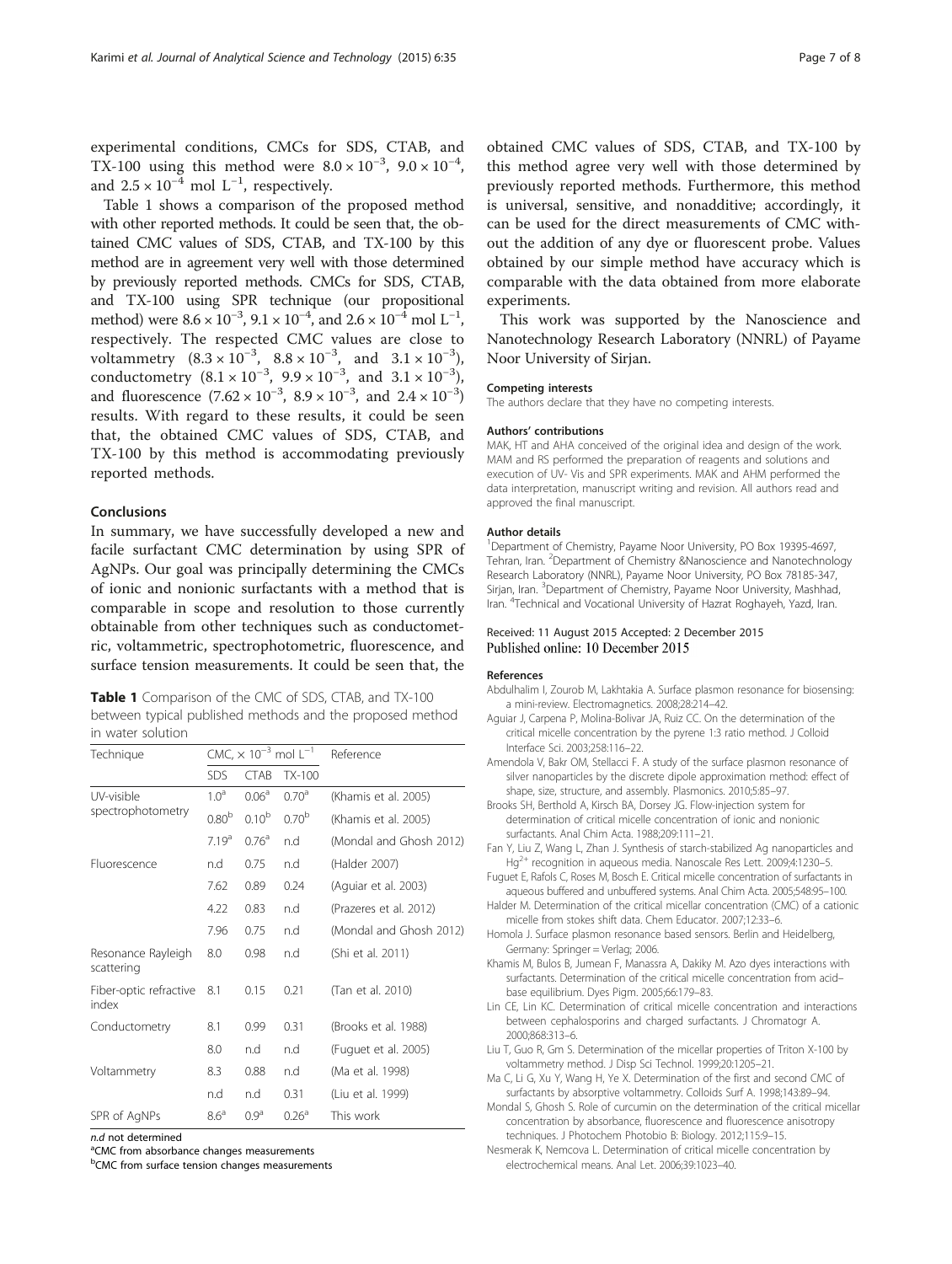experimental conditions, CMCs for SDS, CTAB, and TX-100 using this method were $8.0 \times 10^{-3}$, $9.0 \times 10^{-4}$, and $2.5 \times 10^{-4}$ mol $L^{-1}$, respectively.

Table 1 shows a comparison of the proposed method with other reported methods. It could be seen that, the obtained CMC values of SDS, CTAB, and TX-100 by this method are in agreement very well with those determined by previously reported methods. CMCs for SDS, CTAB, and TX-100 using SPR technique (our propositional method) were $8.6 \times 10^{-3}$, $9.1 \times 10^{-4}$, and $2.6 \times 10^{-4}$ mol $L^{-1}$, respectively. The respected CMC values are close to voltammetry ($8.3 \times 10^{-3}$, $8.8 \times 10^{-3}$, and $3.1 \times 10^{-3}$), conductometry ($8.1 \times 10^{-3}$, $9.9 \times 10^{-3}$, and $3.1 \times 10^{-3}$), and fluorescence ($7.62 \times 10^{-3}$, $8.9 \times 10^{-3}$, and $2.4 \times 10^{-3}$) results. With regard to these results, it could be seen that, the obtained CMC values of SDS, CTAB, and TX-100 by this method is accommodating previously reported methods.

## Conclusions

In summary, we have successfully developed a new and facile surfactant CMC determination by using SPR of AgNPs. Our goal was principally determining the CMCs of ionic and nonionic surfactants with a method that is comparable in scope and resolution to those currently obtainable from other techniques such as conductometric, voltammetric, spectrophotometric, fluorescence, and surface tension measurements. It could be seen that, the obtained CMC values of SDS, CTAB, and TX-100 by this method agree very well with those determined by previously reported methods. Furthermore, this method is universal, sensitive, and nonadditive; accordingly, it can be used for the direct measurements of CMC without the addition of any dye or fluorescent probe. Values obtained by our simple method have accuracy which is comparable with the data obtained from more elaborate experiments.

This work was supported by the Nanoscience and Nanotechnology Research Laboratory (NNRL) of Payame Noor University of Sirjan.

**Table 1** Comparison of the CMC of SDS, CTAB, and TX-100 between typical published methods and the proposed method in water solution

| Technique | CMC, $\times 10^{-3}$ mol $L^{-1}$ | | | Reference |
|---|---|---|---|---|
| | SDS | CTAB | TX-100 | |
| UV-visible spectrophotometry | 1.0[a] | 0.06[a] | 0.70[a] | (Khamis et al. 2005) |
| | 0.80[b] | 0.10[b] | 0.70[b] | (Khamis et al. 2005) |
| | 7.19[a] | 0.76[a] | n.d | (Mondal and Ghosh 2012) |
| Fluorescence | n.d | 0.75 | n.d | (Halder 2007) |
| | 7.62 | 0.89 | 0.24 | (Aguiar et al. 2003) |
| | 4.22 | 0.83 | n.d | (Prazeres et al. 2012) |
| | 7.96 | 0.75 | n.d | (Mondal and Ghosh 2012) |
| Resonance Rayleigh scattering | 8.0 | 0.98 | n.d | (Shi et al. 2011) |
| Fiber-optic refractive index | 8.1 | 0.15 | 0.21 | (Tan et al. 2010) |
| Conductometry | 8.1 | 0.99 | 0.31 | (Brooks et al. 1988) |
| | 8.0 | n.d | n.d | (Fuguet et al. 2005) |
| Voltammetry | 8.3 | 0.88 | n.d | (Ma et al. 1998) |
| | n.d | n.d | 0.31 | (Liu et al. 1999) |
| SPR of AgNPs | 8.6[a] | 0.9[a] | 0.26[a] | This work |

*n.d* not determined

[a]CMC from absorbance changes measurements

[b]CMC from surface tension changes measurements

#### Competing interests

The authors declare that they have no competing interests.

#### Authors' contributions

MAK, HT and AHA conceived of the original idea and design of the work. MAM and RS performed the preparation of reagents and solutions and execution of UV- Vis and SPR experiments. MAK and AHM performed the data interpretation, manuscript writing and revision. All authors read and approved the final manuscript.

#### Author details

[1]Department of Chemistry, Payame Noor University, PO Box 19395-4697, Tehran, Iran. [2]Department of Chemistry &Nanoscience and Nanotechnology Research Laboratory (NNRL), Payame Noor University, PO Box 78185-347, Sirjan, Iran. [3]Department of Chemistry, Payame Noor University, Mashhad, Iran. [4]Technical and Vocational University of Hazrat Roghayeh, Yazd, Iran.

Received: 11 August 2015 Accepted: 2 December 2015
Published online: 10 December 2015

#### References

Abdulhalim I, Zourob M, Lakhtakia A. Surface plasmon resonance for biosensing: a mini-review. Electromagnetics. 2008;28:214–42.

Aguiar J, Carpena P, Molina-Bolivar JA, Ruiz CC. On the determination of the critical micelle concentration by the pyrene 1:3 ratio method. J Colloid Interface Sci. 2003;258:116–22.

Amendola V, Bakr OM, Stellacci F. A study of the surface plasmon resonance of silver nanoparticles by the discrete dipole approximation method: effect of shape, size, structure, and assembly. Plasmonics. 2010;5:85–97.

Brooks SH, Berthold A, Kirsch BA, Dorsey JG. Flow-injection system for determination of critical micelle concentration of ionic and nonionic surfactants. Anal Chim Acta. 1988;209:111–21.

Fan Y, Liu Z, Wang L, Zhan J. Synthesis of starch-stabilized Ag nanoparticles and $Hg^{2+}$ recognition in aqueous media. Nanoscale Res Lett. 2009;4:1230–5.

Fuguet E, Rafols C, Roses M, Bosch E. Critical micelle concentration of surfactants in aqueous buffered and unbuffered systems. Anal Chim Acta. 2005;548:95–100.

Halder M. Determination of the critical micellar concentration (CMC) of a cationic micelle from stokes shift data. Chem Educator. 2007;12:33–6.

Homola J. Surface plasmon resonance based sensors. Berlin and Heidelberg, Germany: Springer = Verlag; 2006.

Khamis M, Bulos B, Jumean F, Manassra A, Dakiky M. Azo dyes interactions with surfactants. Determination of the critical micelle concentration from acid–base equilibrium. Dyes Pigm. 2005;66:179–83.

Lin CE, Lin KC. Determination of critical micelle concentration and interactions between cephalosporins and charged surfactants. J Chromatogr A. 2000;868:313–6.

Liu T, Guo R, Gm S. Determination of the micellar properties of Triton X-100 by voltammetry method. J Disp Sci Technol. 1999;20:1205–21.

Ma C, Li G, Xu Y, Wang H, Ye X. Determination of the first and second CMC of surfactants by absorptive voltammetry. Colloids Surf A. 1998;143:89–94.

Mondal S, Ghosh S. Role of curcumin on the determination of the critical micellar concentration by absorbance, fluorescence and fluorescence anisotropy techniques. J Photochem Photobio B: Biology. 2012;115:9–15.

Nesmerak K, Nemcova L. Determination of critical micelle concentration by electrochemical means. Anal Let. 2006;39:1023–40.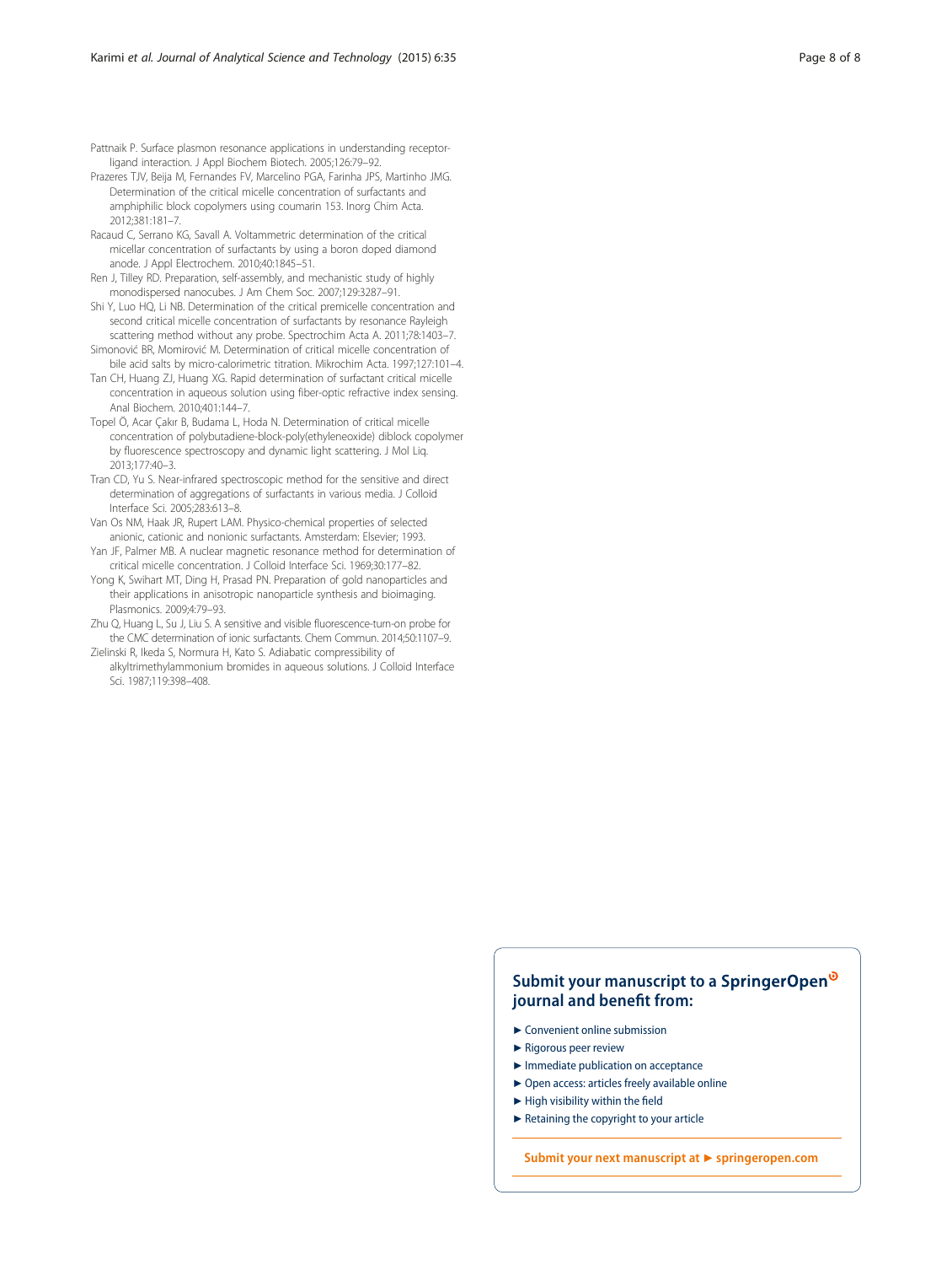Pattnaik P. Surface plasmon resonance applications in understanding receptor-ligand interaction. J Appl Biochem Biotech. 2005;126:79–92.

Prazeres TJV, Beija M, Fernandes FV, Marcelino PGA, Farinha JPS, Martinho JMG. Determination of the critical micelle concentration of surfactants and amphiphilic block copolymers using coumarin 153. Inorg Chim Acta. 2012;381:181–7.

Racaud C, Serrano KG, Savall A. Voltammetric determination of the critical micellar concentration of surfactants by using a boron doped diamond anode. J Appl Electrochem. 2010;40:1845–51.

Ren J, Tilley RD. Preparation, self-assembly, and mechanistic study of highly monodispersed nanocubes. J Am Chem Soc. 2007;129:3287–91.

Shi Y, Luo HQ, Li NB. Determination of the critical premicelle concentration and second critical micelle concentration of surfactants by resonance Rayleigh scattering method without any probe. Spectrochim Acta A. 2011;78:1403–7.

Simonović BR, Momirović M. Determination of critical micelle concentration of bile acid salts by micro-calorimetric titration. Mikrochim Acta. 1997;127:101–4.

Tan CH, Huang ZJ, Huang XG. Rapid determination of surfactant critical micelle concentration in aqueous solution using fiber-optic refractive index sensing. Anal Biochem. 2010;401:144–7.

Topel Ö, Acar Çakır B, Budama L, Hoda N. Determination of critical micelle concentration of polybutadiene-block-poly(ethyleneoxide) diblock copolymer by fluorescence spectroscopy and dynamic light scattering. J Mol Liq. 2013;177:40–3.

Tran CD, Yu S. Near-infrared spectroscopic method for the sensitive and direct determination of aggregations of surfactants in various media. J Colloid Interface Sci. 2005;283:613–8.

Van Os NM, Haak JR, Rupert LAM. Physico-chemical properties of selected anionic, cationic and nonionic surfactants. Amsterdam: Elsevier; 1993.

Yan JF, Palmer MB. A nuclear magnetic resonance method for determination of critical micelle concentration. J Colloid Interface Sci. 1969;30:177–82.

Yong K, Swihart MT, Ding H, Prasad PN. Preparation of gold nanoparticles and their applications in anisotropic nanoparticle synthesis and bioimaging. Plasmonics. 2009;4:79–93.

Zhu Q, Huang L, Su J, Liu S. A sensitive and visible fluorescence-turn-on probe for the CMC determination of ionic surfactants. Chem Commun. 2014;50:1107–9.

Zielinski R, Ikeda S, Normura H, Kato S. Adiabatic compressibility of alkyltrimethylammonium bromides in aqueous solutions. J Colloid Interface Sci. 1987;119:398–408.

**Submit your manuscript to a SpringerOpen journal and benefit from:**

- ► Convenient online submission
- ► Rigorous peer review
- ► Immediate publication on acceptance
- ► Open access: articles freely available online
- ► High visibility within the field
- ► Retaining the copyright to your article

**Submit your next manuscript at ► springeropen.com**